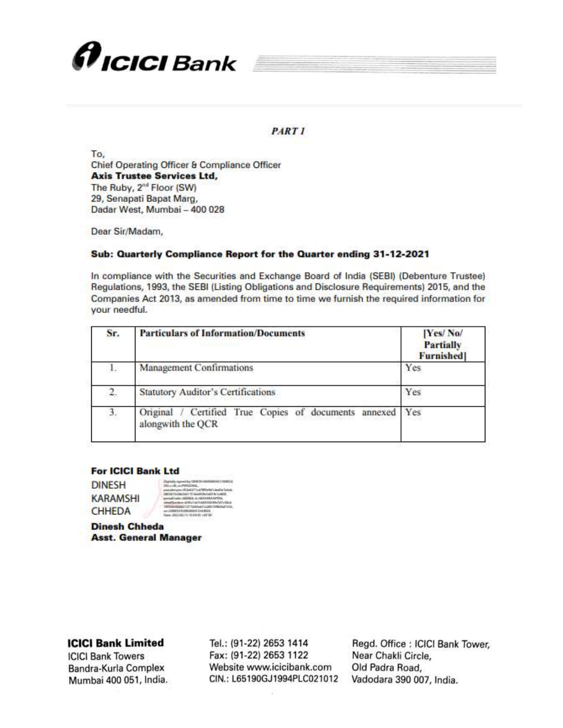ICICI Bank

*PART 1*

To,
Chief Operating Officer & Compliance Officer
**Axis Trustee Services Ltd,**
The Ruby, 2nd Floor (SW)
29, Senapati Bapat Marg,
Dadar West, Mumbai – 400 028

Dear Sir/Madam,

**Sub: Quarterly Compliance Report for the Quarter ending 31-12-2021**

In compliance with the Securities and Exchange Board of India (SEBI) (Debenture Trustee) Regulations, 1993, the SEBI (Listing Obligations and Disclosure Requirements) 2015, and the Companies Act 2013, as amended from time to time we furnish the required information for your needful.

| Sr. | Particulars of Information/Documents | [Yes/ No/ Partially Furnished] |
|---|---|---|
| 1. | Management Confirmations | Yes |
| 2. | Statutory Auditor's Certifications | Yes |
| 3. | Original / Certified True Copies of documents annexed alongwith the QCR | Yes |

**For ICICI Bank Ltd**

DINESH KARAMSHI CHHEDA

**Dinesh Chheda**
**Asst. General Manager**

**ICICI Bank Limited**
ICICI Bank Towers
Bandra-Kurla Complex
Mumbai 400 051, India.

Tel.: (91-22) 2653 1414
Fax: (91-22) 2653 1122
Website www.icicibank.com
CIN.: L65190GJ1994PLC021012

Regd. Office : ICICI Bank Tower,
Near Chakli Circle,
Old Padra Road,
Vadodara 390 007, India.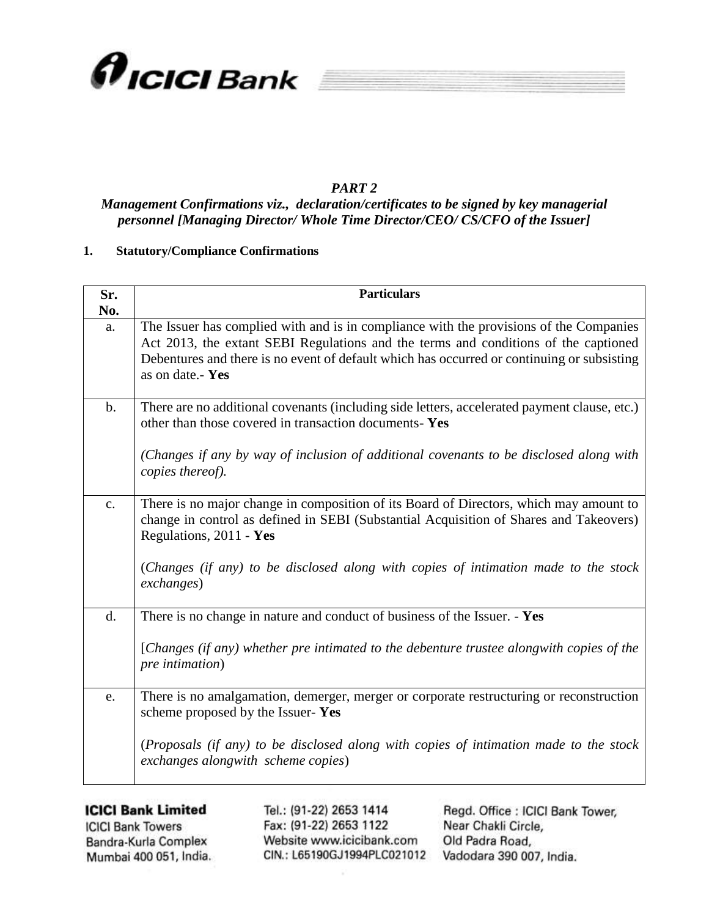*PART 2*

*Management Confirmations viz., declaration/certificates to be signed by key managerial personnel [Managing Director/ Whole Time Director/CEO/ CS/CFO of the Issuer]*

**1. Statutory/Compliance Confirmations**

| Sr. No. | Particulars |
|---|---|
| a. | The Issuer has complied with and is in compliance with the provisions of the Companies Act 2013, the extant SEBI Regulations and the terms and conditions of the captioned Debentures and there is no event of default which has occurred or continuing or subsisting as on date.- **Yes** |
| b. | There are no additional covenants (including side letters, accelerated payment clause, etc.) other than those covered in transaction documents- **Yes**<br><br>*(Changes if any by way of inclusion of additional covenants to be disclosed along with copies thereof).* |
| c. | There is no major change in composition of its Board of Directors, which may amount to change in control as defined in SEBI (Substantial Acquisition of Shares and Takeovers) Regulations, 2011 - **Yes**<br><br>(*Changes (if any) to be disclosed along with copies of intimation made to the stock exchanges*) |
| d. | There is no change in nature and conduct of business of the Issuer. - **Yes**<br><br>[*Changes (if any) whether pre intimated to the debenture trustee alongwith copies of the pre intimation*) |
| e. | There is no amalgamation, demerger, merger or corporate restructuring or reconstruction scheme proposed by the Issuer- **Yes**<br><br>(*Proposals (if any) to be disclosed along with copies of intimation made to the stock exchanges alongwith scheme copies*) |

**ICICI Bank Limited**
ICICI Bank Towers
Bandra-Kurla Complex
Mumbai 400 051, India.

Tel.: (91-22) 2653 1414
Fax: (91-22) 2653 1122
Website www.icicibank.com
CIN.: L65190GJ1994PLC021012

Regd. Office : ICICI Bank Tower,
Near Chakli Circle,
Old Padra Road,
Vadodara 390 007, India.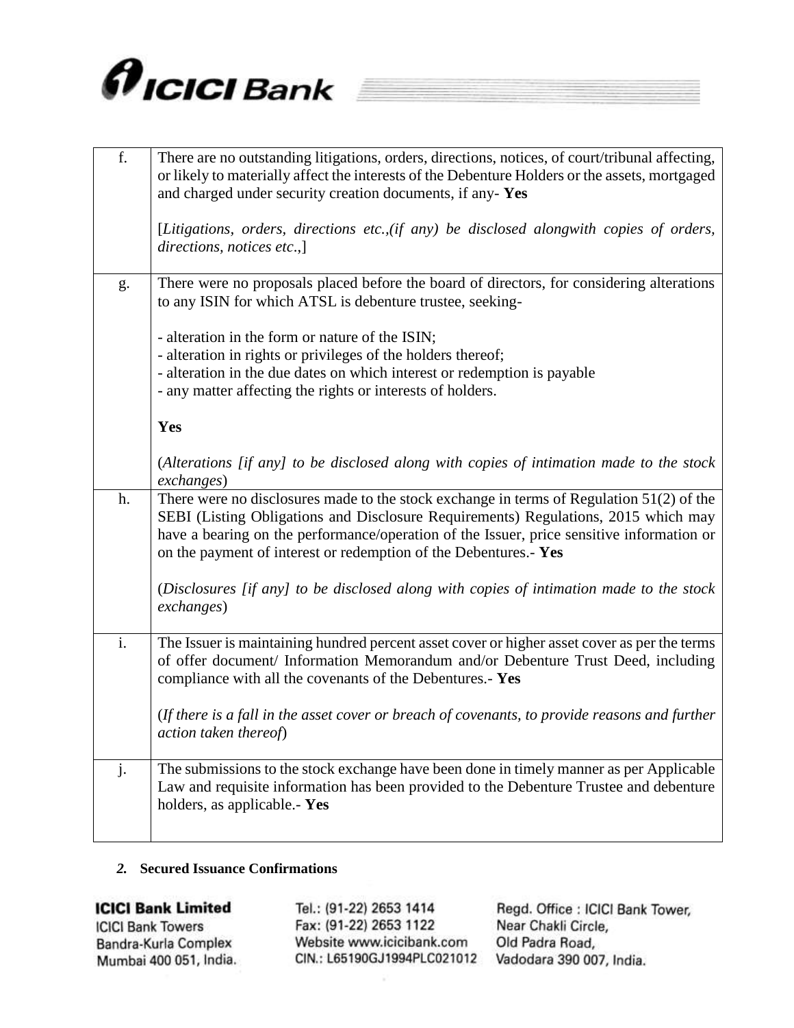| | |
|---|---|
| f. | There are no outstanding litigations, orders, directions, notices, of court/tribunal affecting, or likely to materially affect the interests of the Debenture Holders or the assets, mortgaged and charged under security creation documents, if any- **Yes**<br><br>[*Litigations, orders, directions etc.,(if any) be disclosed alongwith copies of orders, directions, notices etc*.,] |
| g. | There were no proposals placed before the board of directors, for considering alterations to any ISIN for which ATSL is debenture trustee, seeking-<br><br>- alteration in the form or nature of the ISIN;<br>- alteration in rights or privileges of the holders thereof;<br>- alteration in the due dates on which interest or redemption is payable<br>- any matter affecting the rights or interests of holders.<br><br>**Yes**<br><br>(*Alterations [if any] to be disclosed along with copies of intimation made to the stock exchanges*) |
| h. | There were no disclosures made to the stock exchange in terms of Regulation 51(2) of the SEBI (Listing Obligations and Disclosure Requirements) Regulations, 2015 which may have a bearing on the performance/operation of the Issuer, price sensitive information or on the payment of interest or redemption of the Debentures.- **Yes**<br><br>(*Disclosures [if any] to be disclosed along with copies of intimation made to the stock exchanges*) |
| i. | The Issuer is maintaining hundred percent asset cover or higher asset cover as per the terms of offer document/ Information Memorandum and/or Debenture Trust Deed, including compliance with all the covenants of the Debentures.- **Yes**<br><br>(*If there is a fall in the asset cover or breach of covenants, to provide reasons and further action taken thereof*) |
| j. | The submissions to the stock exchange have been done in timely manner as per Applicable Law and requisite information has been provided to the Debenture Trustee and debenture holders, as applicable.- **Yes** |

***2.*** **Secured Issuance Confirmations**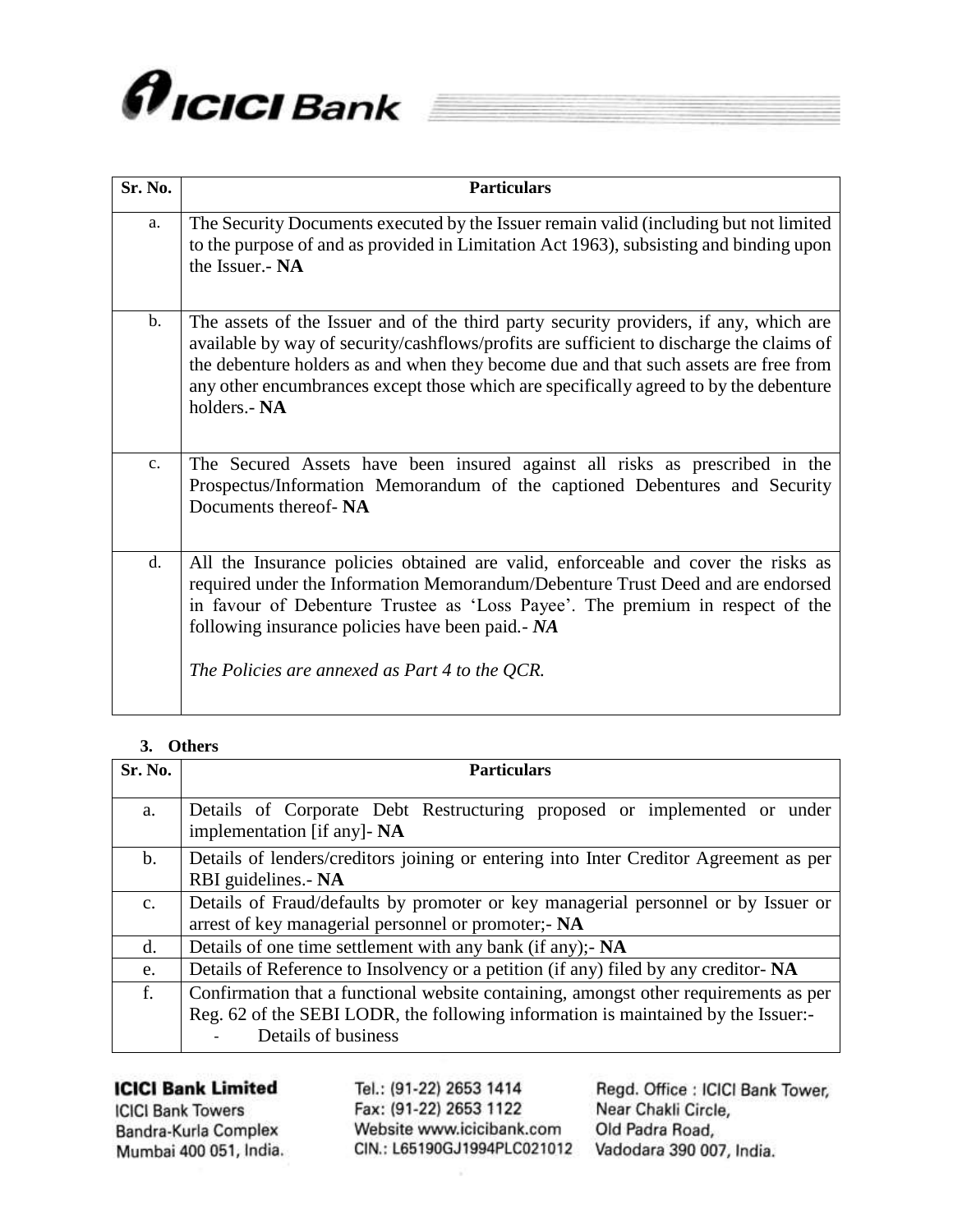| Sr. No. | Particulars |
|---|---|
| a. | The Security Documents executed by the Issuer remain valid (including but not limited to the purpose of and as provided in Limitation Act 1963), subsisting and binding upon the Issuer.- **NA** |
| b. | The assets of the Issuer and of the third party security providers, if any, which are available by way of security/cashflows/profits are sufficient to discharge the claims of the debenture holders as and when they become due and that such assets are free from any other encumbrances except those which are specifically agreed to by the debenture holders.- **NA** |
| c. | The Secured Assets have been insured against all risks as prescribed in the Prospectus/Information Memorandum of the captioned Debentures and Security Documents thereof- **NA** |
| d. | All the Insurance policies obtained are valid, enforceable and cover the risks as required under the Information Memorandum/Debenture Trust Deed and are endorsed in favour of Debenture Trustee as 'Loss Payee'. The premium in respect of the following insurance policies have been paid.- ***NA*** <br><br> *The Policies are annexed as Part 4 to the QCR.* |

**3. Others**

| Sr. No. | Particulars |
|---|---|
| a. | Details of Corporate Debt Restructuring proposed or implemented or under implementation [if any]- **NA** |
| b. | Details of lenders/creditors joining or entering into Inter Creditor Agreement as per RBI guidelines.- **NA** |
| c. | Details of Fraud/defaults by promoter or key managerial personnel or by Issuer or arrest of key managerial personnel or promoter;- **NA** |
| d. | Details of one time settlement with any bank (if any);- **NA** |
| e. | Details of Reference to Insolvency or a petition (if any) filed by any creditor- **NA** |
| f. | Confirmation that a functional website containing, amongst other requirements as per Reg. 62 of the SEBI LODR, the following information is maintained by the Issuer:- <br> - Details of business |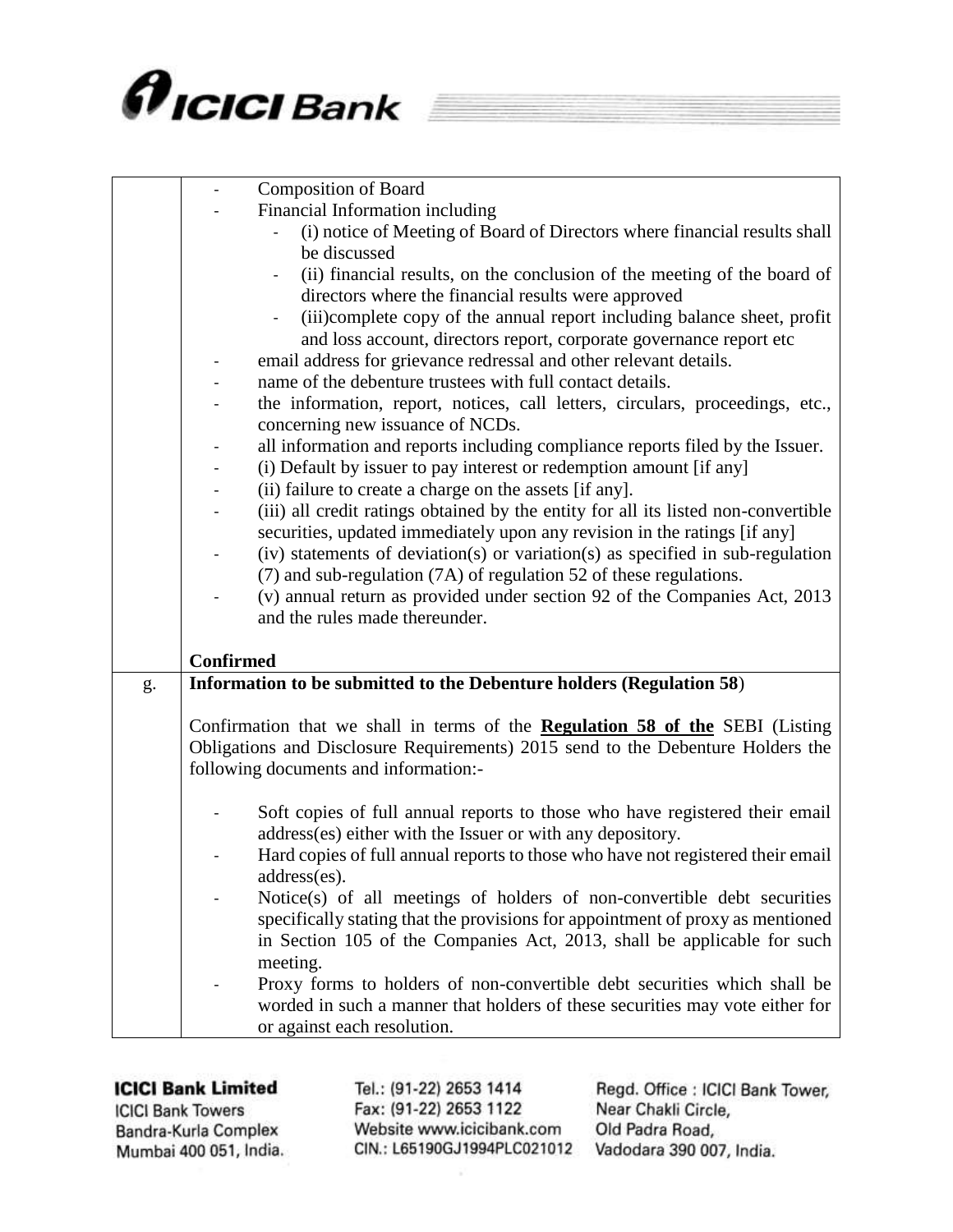| | |
|---|---|
| | - Composition of Board<br>- Financial Information including<br>&nbsp;&nbsp;&nbsp;&nbsp;- (i) notice of Meeting of Board of Directors where financial results shall be discussed<br>&nbsp;&nbsp;&nbsp;&nbsp;- (ii) financial results, on the conclusion of the meeting of the board of directors where the financial results were approved<br>&nbsp;&nbsp;&nbsp;&nbsp;- (iii)complete copy of the annual report including balance sheet, profit and loss account, directors report, corporate governance report etc<br>- email address for grievance redressal and other relevant details.<br>- name of the debenture trustees with full contact details.<br>- the information, report, notices, call letters, circulars, proceedings, etc., concerning new issuance of NCDs.<br>- all information and reports including compliance reports filed by the Issuer.<br>- (i) Default by issuer to pay interest or redemption amount [if any]<br>- (ii) failure to create a charge on the assets [if any].<br>- (iii) all credit ratings obtained by the entity for all its listed non-convertible securities, updated immediately upon any revision in the ratings [if any]<br>- (iv) statements of deviation(s) or variation(s) as specified in sub-regulation (7) and sub-regulation (7A) of regulation 52 of these regulations.<br>- (v) annual return as provided under section 92 of the Companies Act, 2013 and the rules made thereunder.<br><br>**Confirmed** |
| g. | **Information to be submitted to the Debenture holders (Regulation 58)**<br><br>Confirmation that we shall in terms of the **<u>Regulation 58 of the</u>** SEBI (Listing Obligations and Disclosure Requirements) 2015 send to the Debenture Holders the following documents and information:-<br><br>- Soft copies of full annual reports to those who have registered their email address(es) either with the Issuer or with any depository.<br>- Hard copies of full annual reports to those who have not registered their email address(es).<br>- Notice(s) of all meetings of holders of non-convertible debt securities specifically stating that the provisions for appointment of proxy as mentioned in Section 105 of the Companies Act, 2013, shall be applicable for such meeting.<br>- Proxy forms to holders of non-convertible debt securities which shall be worded in such a manner that holders of these securities may vote either for or against each resolution. |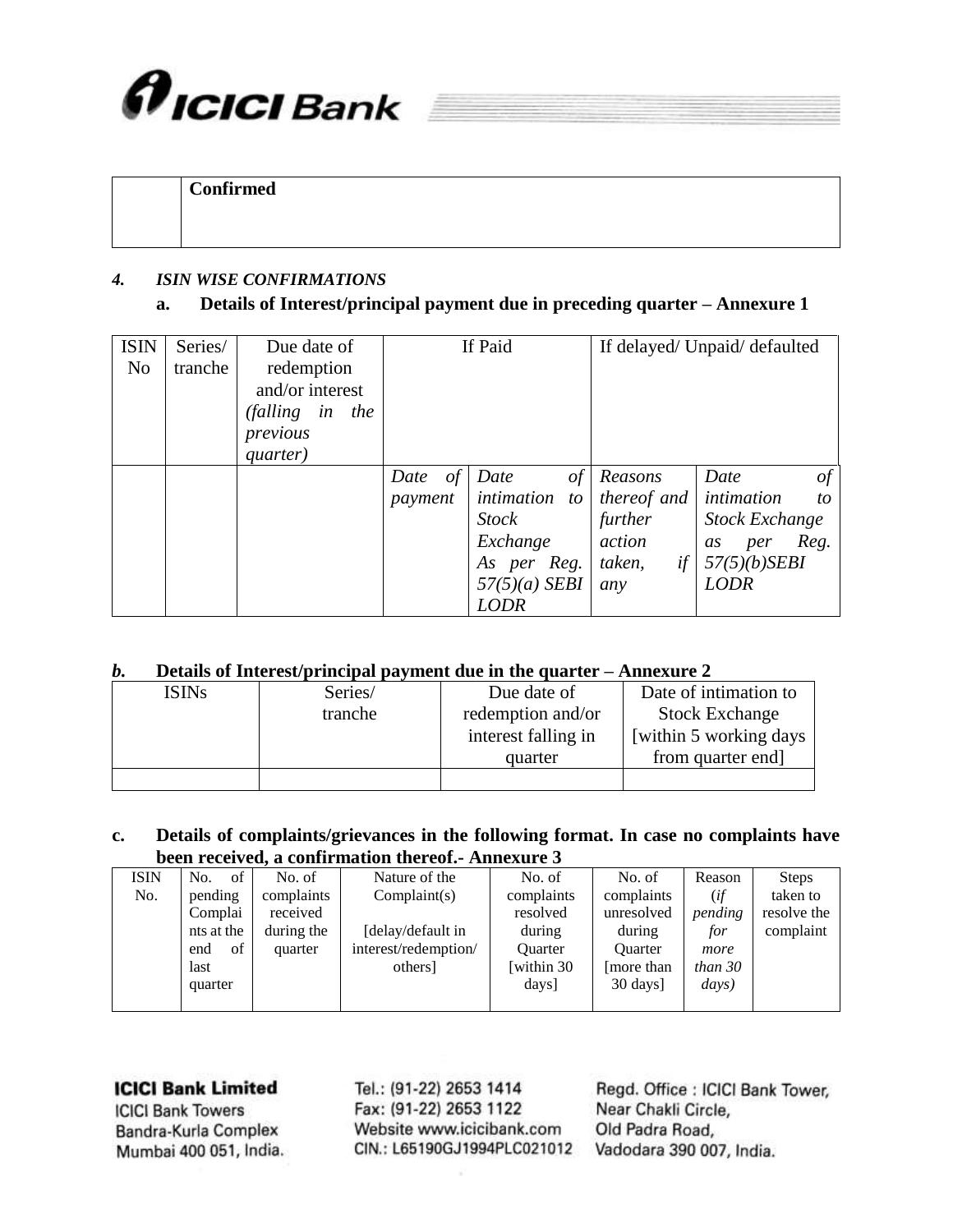|  | **Confirmed** |
|---|---|

***4. ISIN WISE CONFIRMATIONS***

**a. Details of Interest/principal payment due in preceding quarter – Annexure 1**

| ISIN No | Series/ tranche | Due date of redemption and/or interest *(falling in the previous quarter)* | If Paid | | If delayed/ Unpaid/ defaulted | |
|---|---|---|---|---|---|---|
| | | | *Date of payment* | *Date of intimation to Stock Exchange As per Reg. 57(5)(a) SEBI LODR* | *Reasons thereof and further action taken, if any* | *Date of intimation to Stock Exchange as per Reg. 57(5)(b)SEBI LODR* |

***b.* Details of Interest/principal payment due in the quarter – Annexure 2**

| ISINs | Series/ tranche | Due date of redemption and/or interest falling in quarter | Date of intimation to Stock Exchange [within 5 working days from quarter end] |
|---|---|---|---|
| | | | |

**c. Details of complaints/grievances in the following format. In case no complaints have been received, a confirmation thereof.- Annexure 3**

| ISIN No. | No. of pending Complaints at the end of last quarter | No. of complaints received during the quarter | Nature of the Complaint(s) [delay/default in interest/redemption/ others] | No. of complaints resolved during Quarter [within 30 days] | No. of complaints unresolved during Quarter [more than 30 days] | Reason (*if pending for more than 30 days)* | Steps taken to resolve the complaint |
|---|---|---|---|---|---|---|---|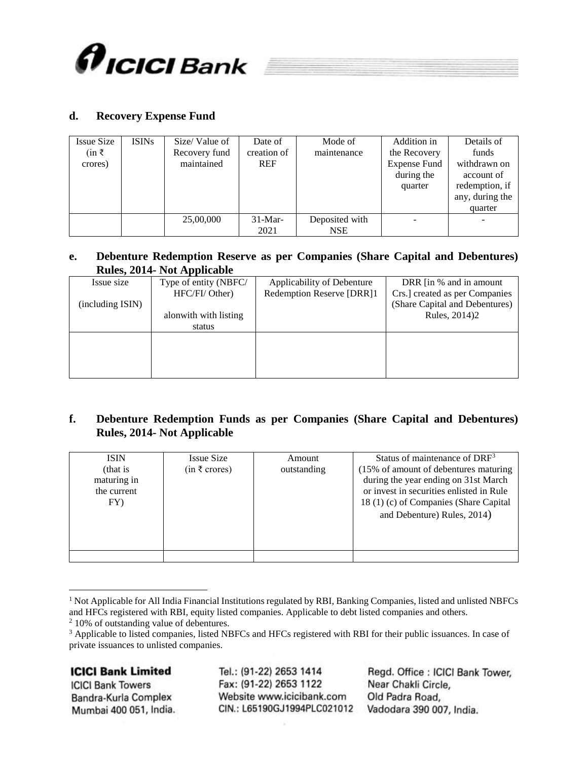### d. Recovery Expense Fund

| Issue Size (in ₹ crores) | ISINs | Size/ Value of Recovery fund maintained | Date of creation of REF | Mode of maintenance | Addition in the Recovery Expense Fund during the quarter | Details of funds withdrawn on account of redemption, if any, during the quarter |
|---|---|---|---|---|---|---|
| | | 25,00,000 | 31-Mar-2021 | Deposited with NSE | - | - |

### e. Debenture Redemption Reserve as per Companies (Share Capital and Debentures) Rules, 2014- Not Applicable

| Issue size (including ISIN) | Type of entity (NBFC/ HFC/FI/ Other) alonwith with listing status | Applicability of Debenture Redemption Reserve [DRR]1 | DRR [in % and in amount Crs.] created as per Companies (Share Capital and Debentures) Rules, 2014)2 |
|---|---|---|---|
| | | | |

### f. Debenture Redemption Funds as per Companies (Share Capital and Debentures) Rules, 2014- Not Applicable

| ISIN (that is maturing in the current FY) | Issue Size (in ₹ crores) | Amount outstanding | Status of maintenance of DRF[3] (15% of amount of debentures maturing during the year ending on 31st March or invest in securities enlisted in Rule 18 (1) (c) of Companies (Share Capital and Debenture) Rules, 2014) |
|---|---|---|---|
| | | | |

---

[1] Not Applicable for All India Financial Institutions regulated by RBI, Banking Companies, listed and unlisted NBFCs and HFCs registered with RBI, equity listed companies. Applicable to debt listed companies and others.

[2] 10% of outstanding value of debentures.

[3] Applicable to listed companies, listed NBFCs and HFCs registered with RBI for their public issuances. In case of private issuances to unlisted companies.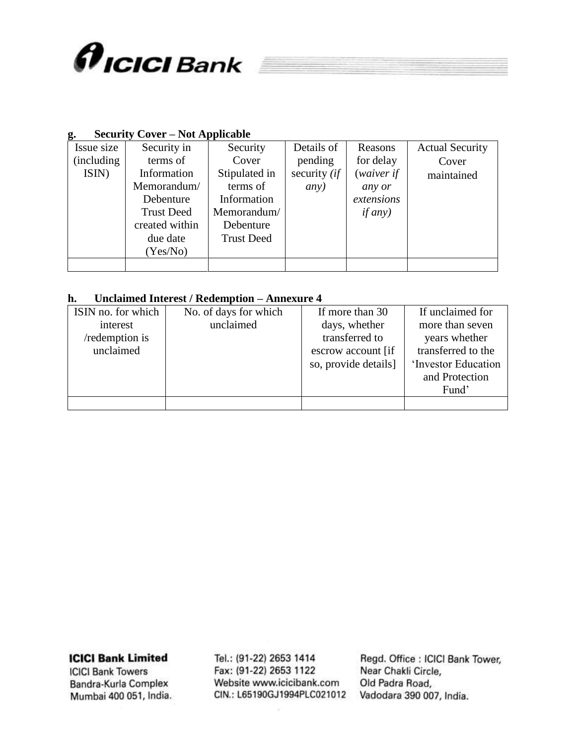**g. Security Cover – Not Applicable**

| Issue size (including ISIN) | Security in terms of Information Memorandum/ Debenture Trust Deed created within due date (Yes/No) | Security Cover Stipulated in terms of Information Memorandum/ Debenture Trust Deed | Details of pending security *(if any)* | Reasons for delay (*waiver if any or extensions if any)* | Actual Security Cover maintained |
|---|---|---|---|---|---|
| | | | | | |

**h. Unclaimed Interest / Redemption – Annexure 4**

| ISIN no. for which interest /redemption is unclaimed | No. of days for which unclaimed | If more than 30 days, whether transferred to escrow account [if so, provide details] | If unclaimed for more than seven years whether transferred to the 'Investor Education and Protection Fund' |
|---|---|---|---|
| | | | |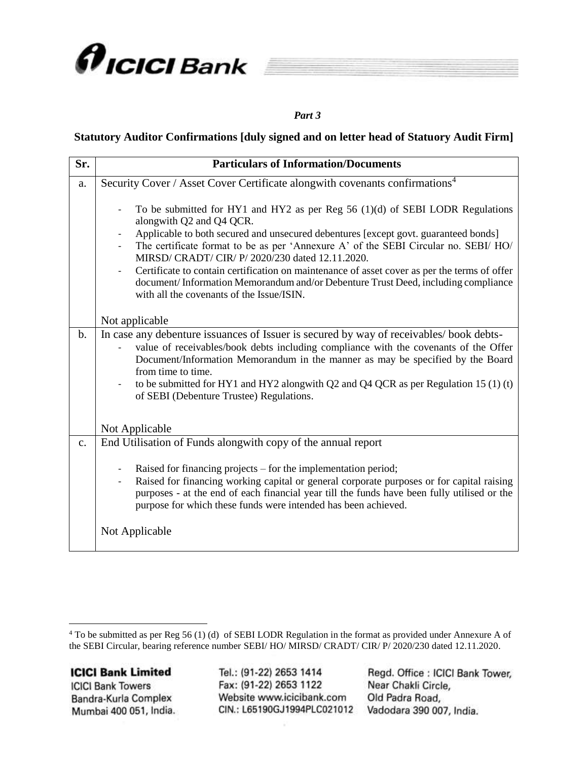*Part 3*

**Statutory Auditor Confirmations [duly signed and on letter head of Statuory Audit Firm]**

| Sr. | Particulars of Information/Documents |
|---|---|
| a. | Security Cover / Asset Cover Certificate alongwith covenants confirmations[4]<br><br>- To be submitted for HY1 and HY2 as per Reg 56 (1)(d) of SEBI LODR Regulations alongwith Q2 and Q4 QCR.<br>- Applicable to both secured and unsecured debentures [except govt. guaranteed bonds]<br>- The certificate format to be as per 'Annexure A' of the SEBI Circular no. SEBI/ HO/ MIRSD/ CRADT/ CIR/ P/ 2020/230 dated 12.11.2020.<br>- Certificate to contain certification on maintenance of asset cover as per the terms of offer document/ Information Memorandum and/or Debenture Trust Deed, including compliance with all the covenants of the Issue/ISIN.<br><br>Not applicable |
| b. | In case any debenture issuances of Issuer is secured by way of receivables/ book debts-<br>- value of receivables/book debts including compliance with the covenants of the Offer Document/Information Memorandum in the manner as may be specified by the Board from time to time.<br>- to be submitted for HY1 and HY2 alongwith Q2 and Q4 QCR as per Regulation 15 (1) (t) of SEBI (Debenture Trustee) Regulations.<br><br>Not Applicable |
| c. | End Utilisation of Funds alongwith copy of the annual report<br><br>- Raised for financing projects – for the implementation period;<br>- Raised for financing working capital or general corporate purposes or for capital raising purposes - at the end of each financial year till the funds have been fully utilised or the purpose for which these funds were intended has been achieved.<br><br>Not Applicable |

[4] To be submitted as per Reg 56 (1) (d) of SEBI LODR Regulation in the format as provided under Annexure A of the SEBI Circular, bearing reference number SEBI/ HO/ MIRSD/ CRADT/ CIR/ P/ 2020/230 dated 12.11.2020.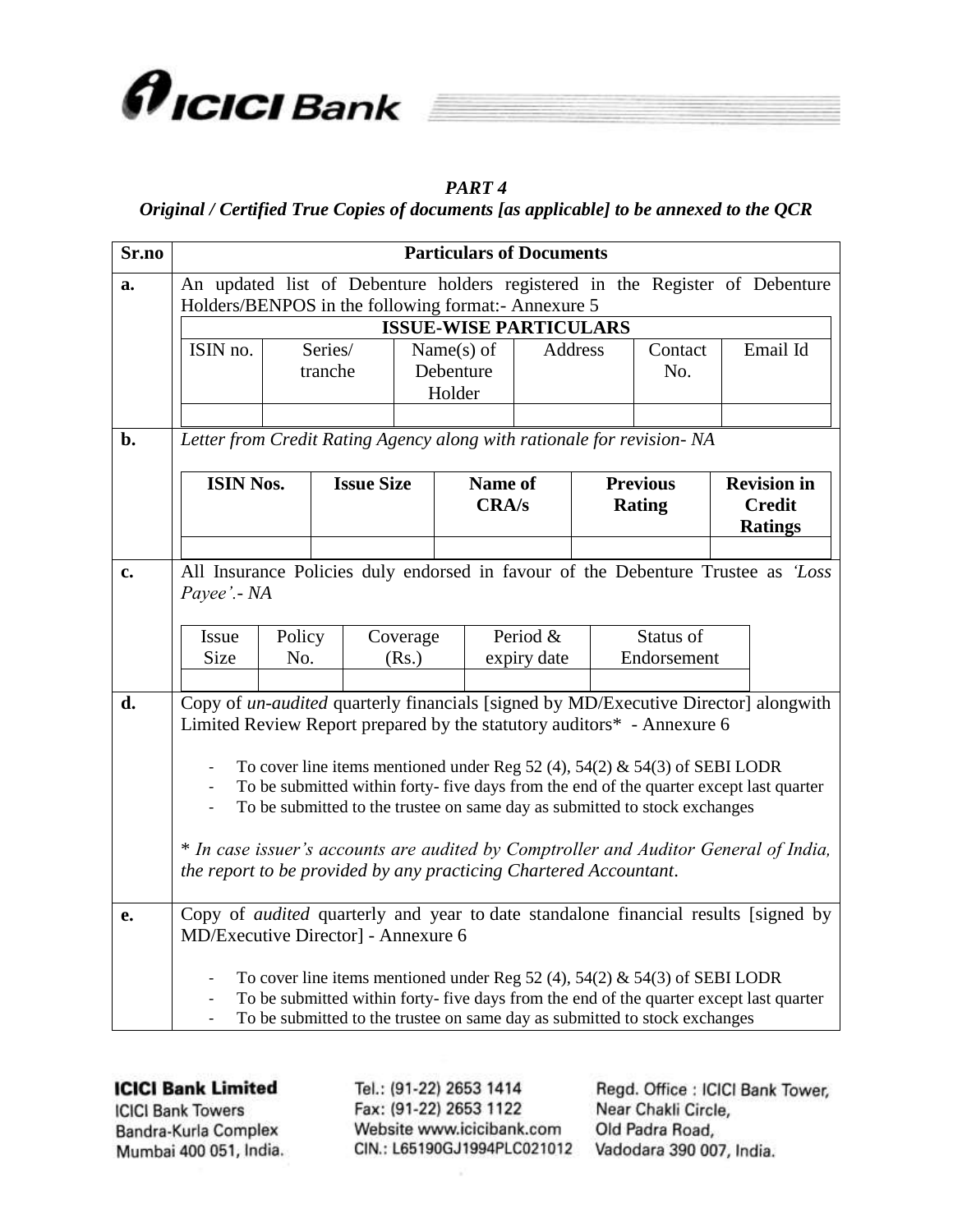***PART 4***

***Original / Certified True Copies of documents [as applicable] to be annexed to the QCR***

| Sr.no | Particulars of Documents |
|---|---|
| **a.** | An updated list of Debenture holders registered in the Register of Debenture Holders/BENPOS in the following format:- Annexure 5 |
| **b.** | *Letter from Credit Rating Agency along with rationale for revision- NA* |
| **c.** | All Insurance Policies duly endorsed in favour of the Debenture Trustee as *'Loss Payee'.- NA* |
| **d.** | Copy of *un-audited* quarterly financials [signed by MD/Executive Director] alongwith Limited Review Report prepared by the statutory auditors* - Annexure 6 |
| **e.** | Copy of *audited* quarterly and year to date standalone financial results [signed by MD/Executive Director] - Annexure 6 |

**a.** An updated list of Debenture holders registered in the Register of Debenture Holders/BENPOS in the following format:- Annexure 5

| **ISSUE-WISE PARTICULARS** | | | | | |
|---|---|---|---|---|---|
| ISIN no. | Series/ tranche | Name(s) of Debenture Holder | Address | Contact No. | Email Id |
| | | | | | |

**b.** *Letter from Credit Rating Agency along with rationale for revision- NA*

| **ISIN Nos.** | **Issue Size** | **Name of CRA/s** | **Previous Rating** | **Revision in Credit Ratings** |
|---|---|---|---|---|
| | | | | |

**c.** All Insurance Policies duly endorsed in favour of the Debenture Trustee as *'Loss Payee'.- NA*

| Issue Size | Policy No. | Coverage (Rs.) | Period & expiry date | Status of Endorsement |
|---|---|---|---|---|
| | | | | |

**d.** Copy of *un-audited* quarterly financials [signed by MD/Executive Director] alongwith Limited Review Report prepared by the statutory auditors* - Annexure 6

- To cover line items mentioned under Reg 52 (4), 54(2) & 54(3) of SEBI LODR
- To be submitted within forty- five days from the end of the quarter except last quarter
- To be submitted to the trustee on same day as submitted to stock exchanges

* *In case issuer's accounts are audited by Comptroller and Auditor General of India, the report to be provided by any practicing Chartered Accountant.*

**e.** Copy of *audited* quarterly and year to date standalone financial results [signed by MD/Executive Director] - Annexure 6

- To cover line items mentioned under Reg 52 (4), 54(2) & 54(3) of SEBI LODR
- To be submitted within forty- five days from the end of the quarter except last quarter
- To be submitted to the trustee on same day as submitted to stock exchanges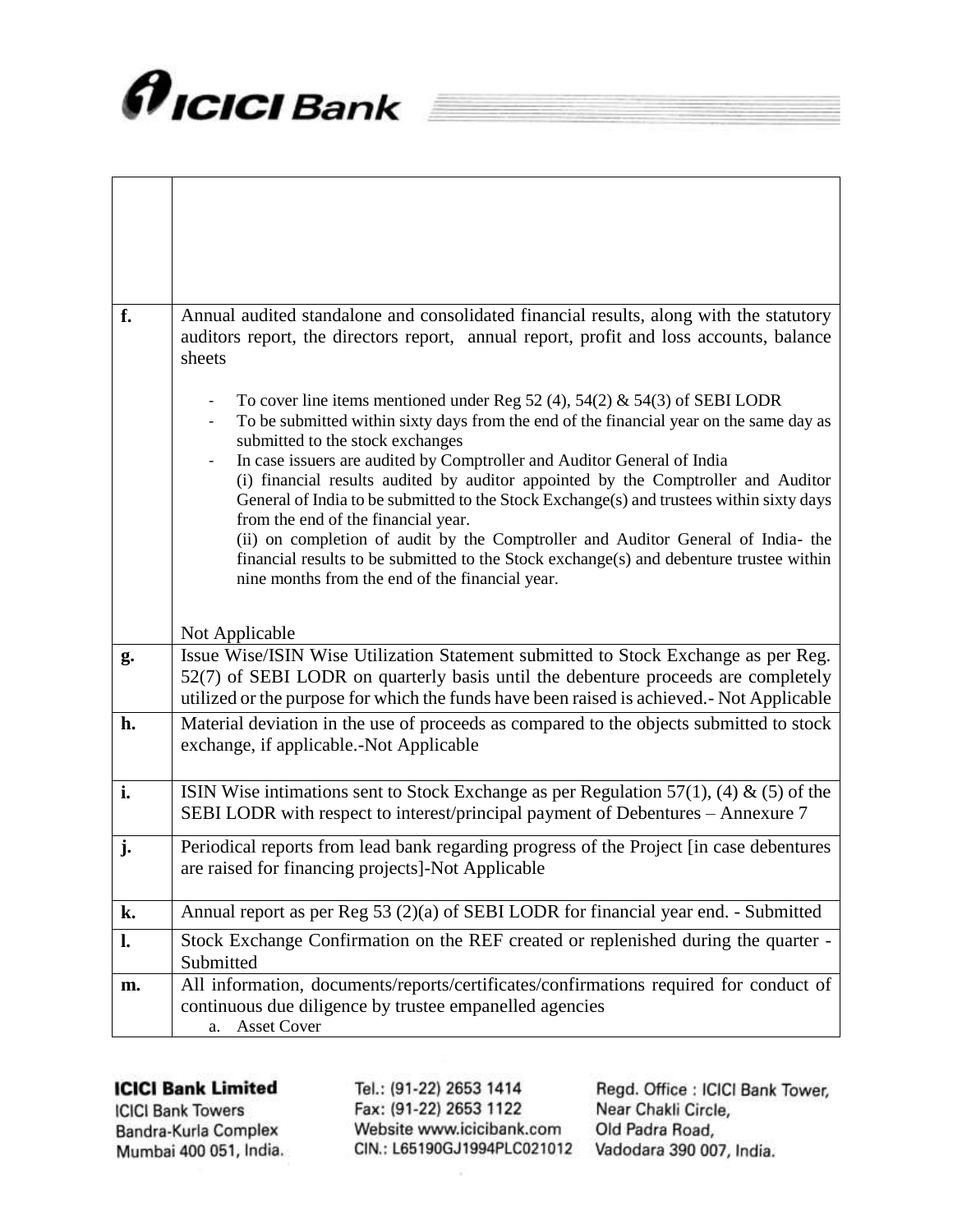| | |
|---|---|
| | |
| **f.** | Annual audited standalone and consolidated financial results, along with the statutory auditors report, the directors report, annual report, profit and loss accounts, balance sheets<br><br>- To cover line items mentioned under Reg 52 (4), 54(2) & 54(3) of SEBI LODR<br>- To be submitted within sixty days from the end of the financial year on the same day as submitted to the stock exchanges<br>- In case issuers are audited by Comptroller and Auditor General of India<br>(i) financial results audited by auditor appointed by the Comptroller and Auditor General of India to be submitted to the Stock Exchange(s) and trustees within sixty days from the end of the financial year.<br>(ii) on completion of audit by the Comptroller and Auditor General of India- the financial results to be submitted to the Stock exchange(s) and debenture trustee within nine months from the end of the financial year.<br><br>Not Applicable |
| **g.** | Issue Wise/ISIN Wise Utilization Statement submitted to Stock Exchange as per Reg. 52(7) of SEBI LODR on quarterly basis until the debenture proceeds are completely utilized or the purpose for which the funds have been raised is achieved.- Not Applicable |
| **h.** | Material deviation in the use of proceeds as compared to the objects submitted to stock exchange, if applicable.-Not Applicable |
| **i.** | ISIN Wise intimations sent to Stock Exchange as per Regulation 57(1), (4) & (5) of the SEBI LODR with respect to interest/principal payment of Debentures – Annexure 7 |
| **j.** | Periodical reports from lead bank regarding progress of the Project [in case debentures are raised for financing projects]-Not Applicable |
| **k.** | Annual report as per Reg 53 (2)(a) of SEBI LODR for financial year end. - Submitted |
| **l.** | Stock Exchange Confirmation on the REF created or replenished during the quarter - Submitted |
| **m.** | All information, documents/reports/certificates/confirmations required for conduct of continuous due diligence by trustee empanelled agencies<br>a. Asset Cover |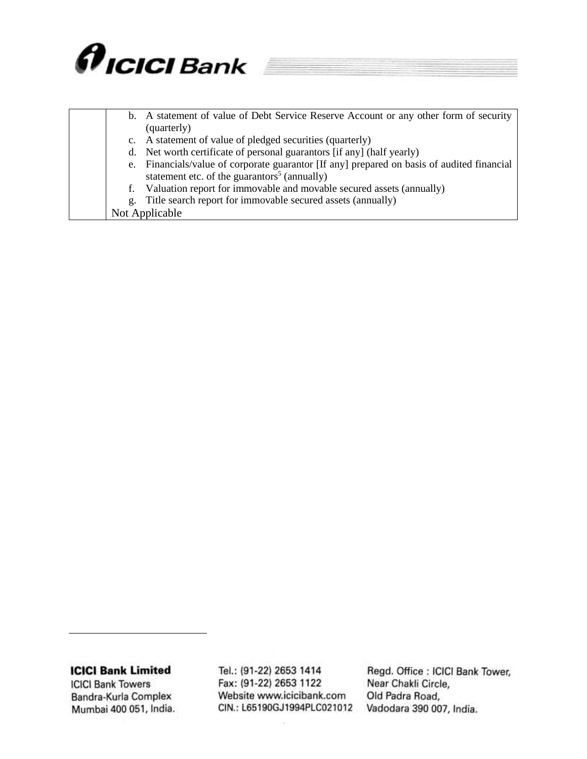| | |
|---|---|
| | b. A statement of value of Debt Service Reserve Account or any other form of security (quarterly)<br>c. A statement of value of pledged securities (quarterly)<br>d. Net worth certificate of personal guarantors [if any] (half yearly)<br>e. Financials/value of corporate guarantor [If any] prepared on basis of audited financial statement etc. of the guarantors[5] (annually)<br>f. Valuation report for immovable and movable secured assets (annually)<br>g. Title search report for immovable secured assets (annually)<br>Not Applicable |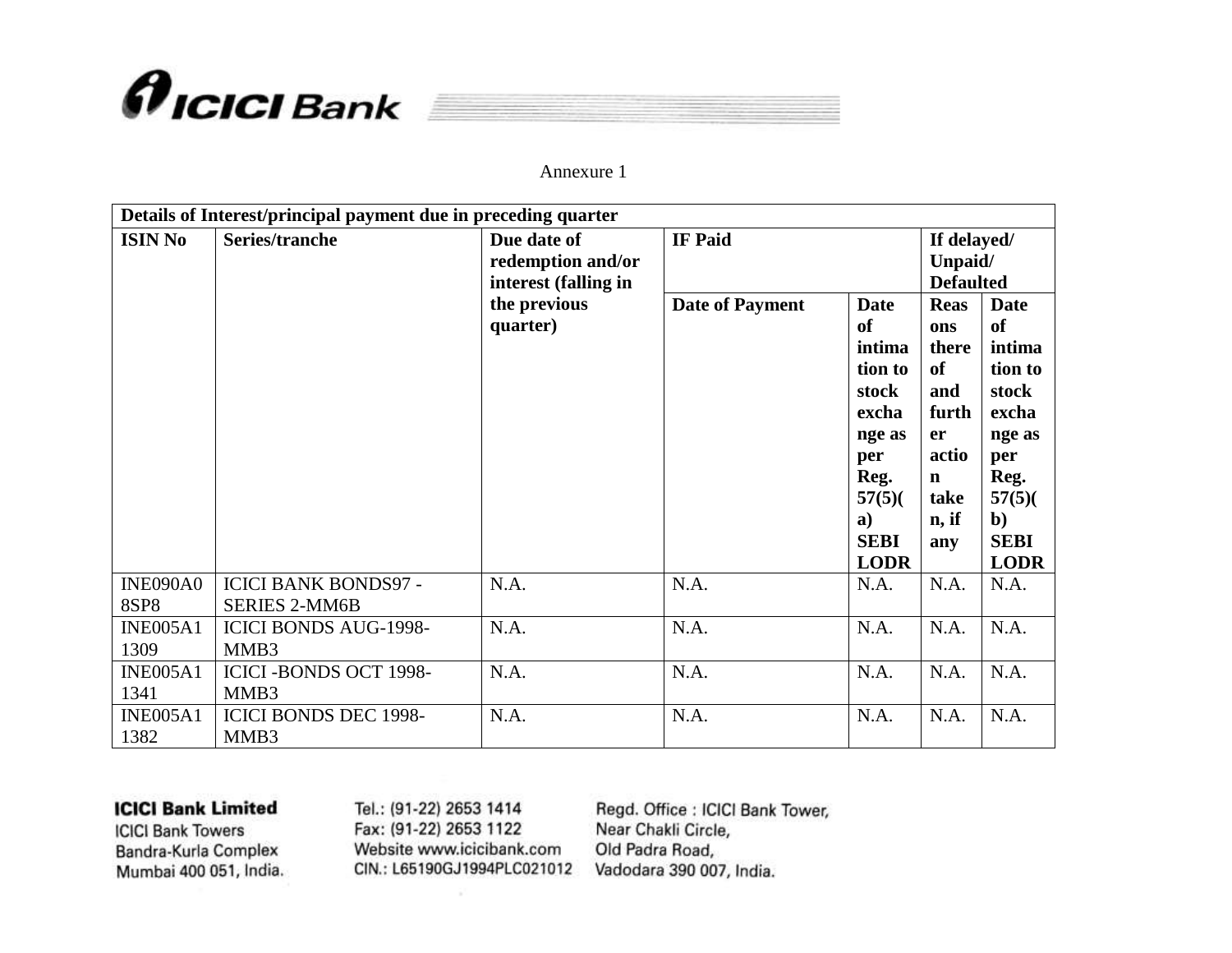Annexure 1

| Details of Interest/principal payment due in preceding quarter | | | | | | |
|---|---|---|---|---|---|---|
| **ISIN No** | **Series/tranche** | **Due date of redemption and/or interest (falling in the previous quarter)** | **IF Paid** | | **If delayed/ Unpaid/ Defaulted** | |
| | | | **Date of Payment** | **Date of intimation to stock exchange as per Reg. 57(5)(a) SEBI LODR** | **Reasons thereof and further action taken, if any** | **Date of intimation to stock exchange as per Reg. 57(5)(b) SEBI LODR** |
| INE090A08SP8 | ICICI BANK BONDS97 - SERIES 2-MM6B | N.A. | N.A. | N.A. | N.A. | N.A. |
| INE005A11309 | ICICI BONDS AUG-1998-MMB3 | N.A. | N.A. | N.A. | N.A. | N.A. |
| INE005A11341 | ICICI -BONDS OCT 1998-MMB3 | N.A. | N.A. | N.A. | N.A. | N.A. |
| INE005A11382 | ICICI BONDS DEC 1998-MMB3 | N.A. | N.A. | N.A. | N.A. | N.A. |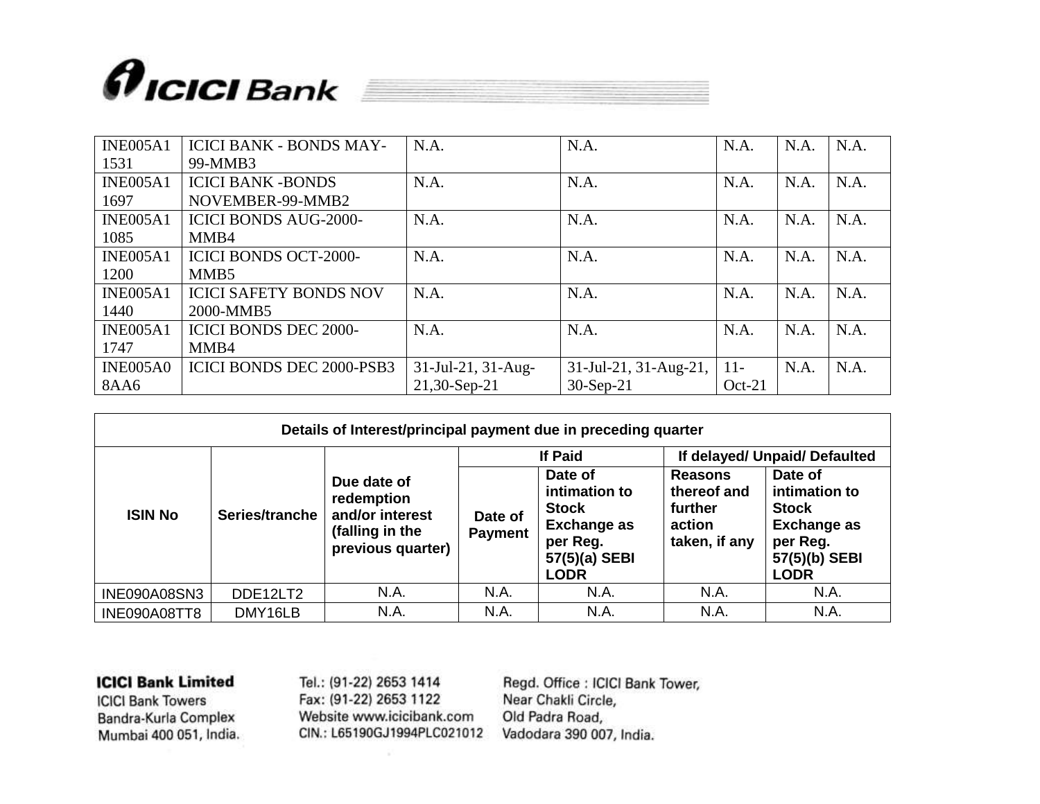| INE005A11531 | ICICI BANK - BONDS MAY-99-MMB3 | N.A. | N.A. | N.A. | N.A. | N.A. |
|---|---|---|---|---|---|---|
| INE005A11697 | ICICI BANK -BONDS NOVEMBER-99-MMB2 | N.A. | N.A. | N.A. | N.A. | N.A. |
| INE005A11085 | ICICI BONDS AUG-2000-MMB4 | N.A. | N.A. | N.A. | N.A. | N.A. |
| INE005A11200 | ICICI BONDS OCT-2000-MMB5 | N.A. | N.A. | N.A. | N.A. | N.A. |
| INE005A11440 | ICICI SAFETY BONDS NOV 2000-MMB5 | N.A. | N.A. | N.A. | N.A. | N.A. |
| INE005A11747 | ICICI BONDS DEC 2000-MMB4 | N.A. | N.A. | N.A. | N.A. | N.A. |
| INE005A08AA6 | ICICI BONDS DEC 2000-PSB3 | 31-Jul-21, 31-Aug-21,30-Sep-21 | 31-Jul-21, 31-Aug-21, 30-Sep-21 | 11-Oct-21 | N.A. | N.A. |

| Details of Interest/principal payment due in preceding quarter | | | | | | |
|---|---|---|---|---|---|---|
| ISIN No | Series/tranche | Due date of redemption and/or interest (falling in the previous quarter) | If Paid | | If delayed/ Unpaid/ Defaulted | |
| | | | Date of Payment | Date of intimation to Stock Exchange as per Reg. 57(5)(a) SEBI LODR | Reasons thereof and further action taken, if any | Date of intimation to Stock Exchange as per Reg. 57(5)(b) SEBI LODR |
| INE090A08SN3 | DDE12LT2 | N.A. | N.A. | N.A. | N.A. | N.A. |
| INE090A08TT8 | DMY16LB | N.A. | N.A. | N.A. | N.A. | N.A. |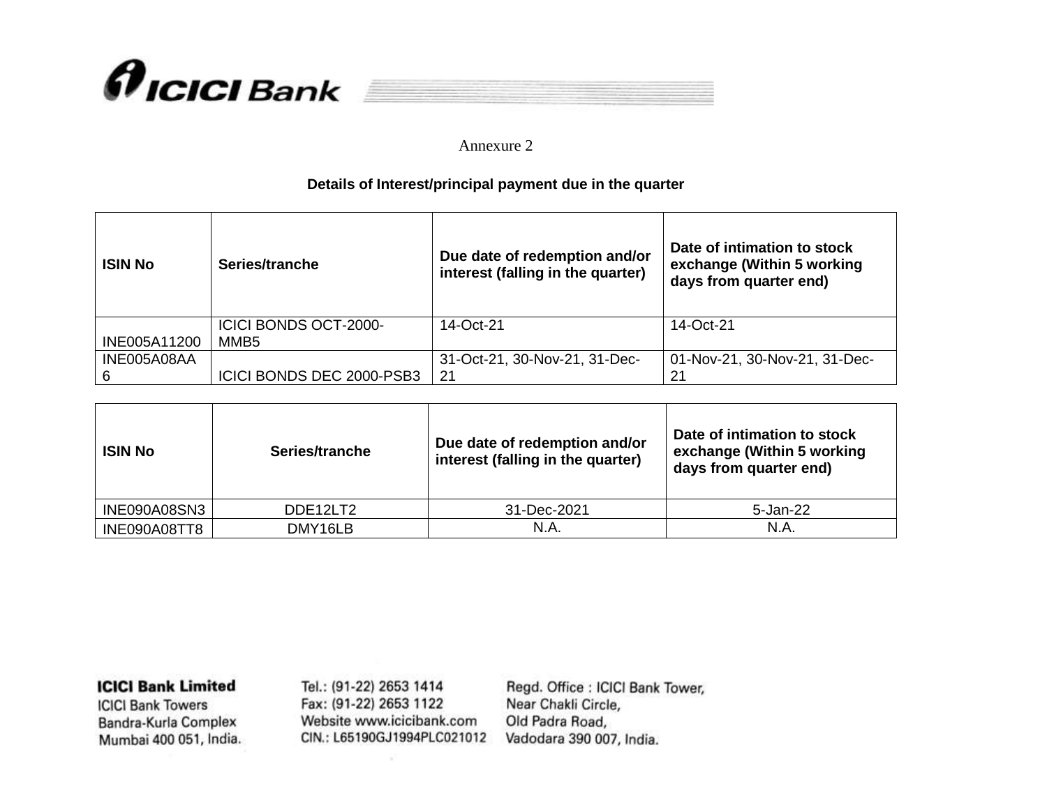Annexure 2

**Details of Interest/principal payment due in the quarter**

| ISIN No | Series/tranche | Due date of redemption and/or interest (falling in the quarter) | Date of intimation to stock exchange (Within 5 working days from quarter end) |
|---|---|---|---|
| INE005A11200 | ICICI BONDS OCT-2000-MMB5 | 14-Oct-21 | 14-Oct-21 |
| INE005A08AA6 | ICICI BONDS DEC 2000-PSB3 | 31-Oct-21, 30-Nov-21, 31-Dec-21 | 01-Nov-21, 30-Nov-21, 31-Dec-21 |

| ISIN No | Series/tranche | Due date of redemption and/or interest (falling in the quarter) | Date of intimation to stock exchange (Within 5 working days from quarter end) |
|---|---|---|---|
| INE090A08SN3 | DDE12LT2 | 31-Dec-2021 | 5-Jan-22 |
| INE090A08TT8 | DMY16LB | N.A. | N.A. |

**ICICI Bank Limited**
ICICI Bank Towers
Bandra-Kurla Complex
Mumbai 400 051, India.

Tel.: (91-22) 2653 1414
Fax: (91-22) 2653 1122
Website www.icicibank.com
CIN.: L65190GJ1994PLC021012

Regd. Office : ICICI Bank Tower,
Near Chakli Circle,
Old Padra Road,
Vadodara 390 007, India.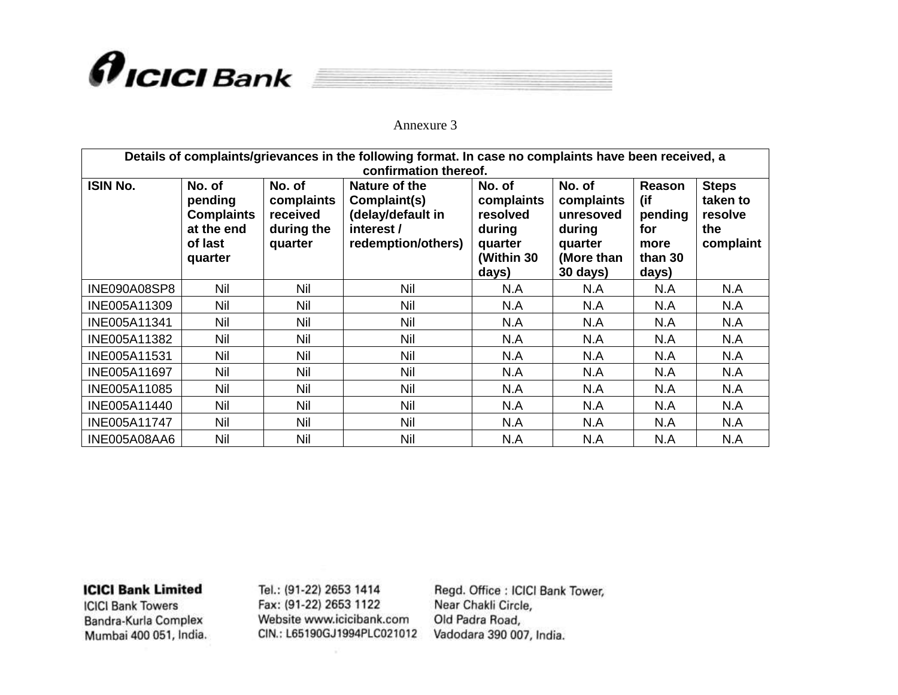Annexure 3

| Details of complaints/grievances in the following format. In case no complaints have been received, a confirmation thereof. | | | | | | | |
|---|---|---|---|---|---|---|---|
| **ISIN No.** | **No. of pending Complaints at the end of last quarter** | **No. of complaints received during the quarter** | **Nature of the Complaint(s) (delay/default in interest / redemption/others)** | **No. of complaints resolved during quarter (Within 30 days)** | **No. of complaints unresoved during quarter (More than 30 days)** | **Reason (if pending for more than 30 days)** | **Steps taken to resolve the complaint** |
| INE090A08SP8 | Nil | Nil | Nil | N.A | N.A | N.A | N.A |
| INE005A11309 | Nil | Nil | Nil | N.A | N.A | N.A | N.A |
| INE005A11341 | Nil | Nil | Nil | N.A | N.A | N.A | N.A |
| INE005A11382 | Nil | Nil | Nil | N.A | N.A | N.A | N.A |
| INE005A11531 | Nil | Nil | Nil | N.A | N.A | N.A | N.A |
| INE005A11697 | Nil | Nil | Nil | N.A | N.A | N.A | N.A |
| INE005A11085 | Nil | Nil | Nil | N.A | N.A | N.A | N.A |
| INE005A11440 | Nil | Nil | Nil | N.A | N.A | N.A | N.A |
| INE005A11747 | Nil | Nil | Nil | N.A | N.A | N.A | N.A |
| INE005A08AA6 | Nil | Nil | Nil | N.A | N.A | N.A | N.A |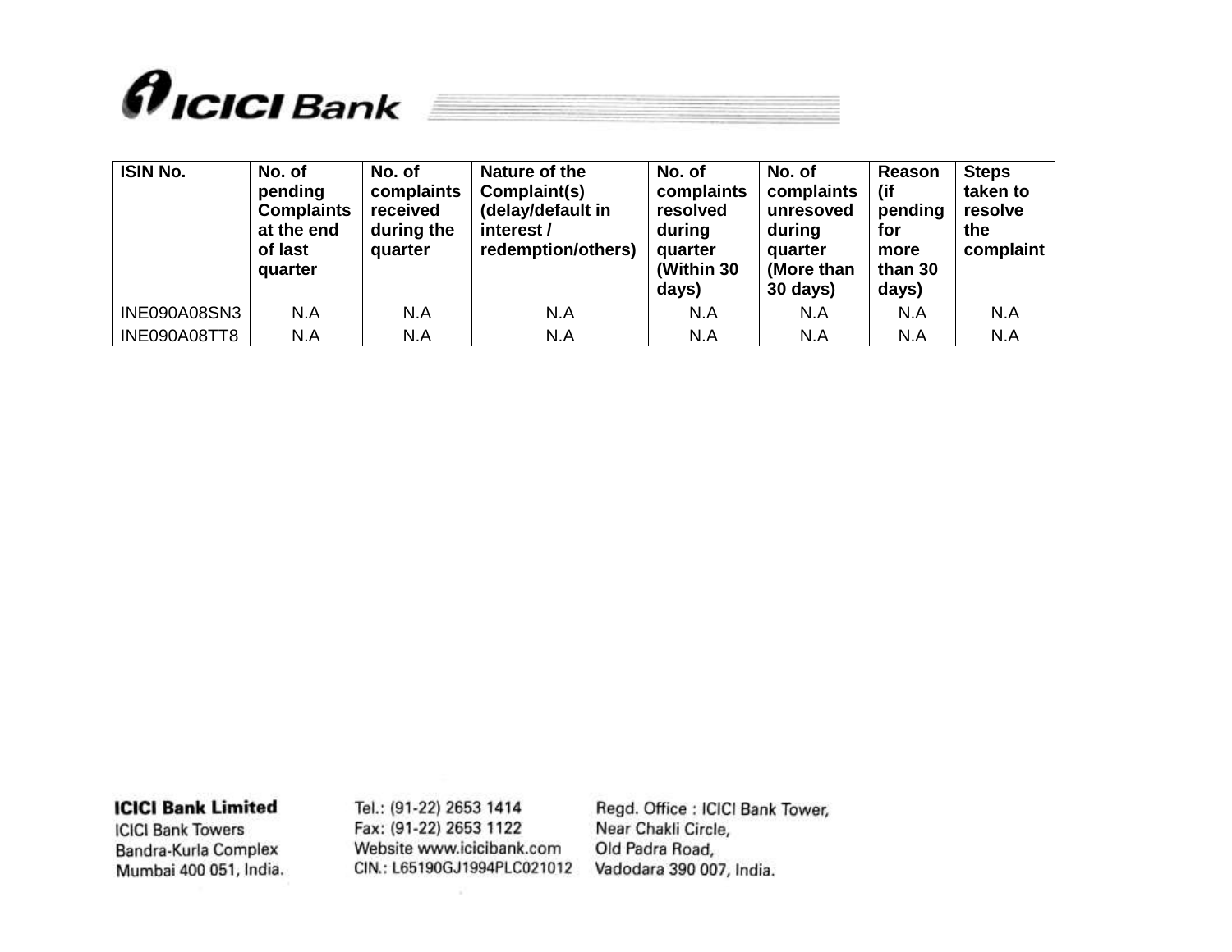| ISIN No. | No. of pending Complaints at the end of last quarter | No. of complaints received during the quarter | Nature of the Complaint(s) (delay/default in interest / redemption/others) | No. of complaints resolved during quarter (Within 30 days) | No. of complaints unresoved during quarter (More than 30 days) | Reason (if pending for more than 30 days) | Steps taken to resolve the complaint |
|---|---|---|---|---|---|---|---|
| INE090A08SN3 | N.A | N.A | N.A | N.A | N.A | N.A | N.A |
| INE090A08TT8 | N.A | N.A | N.A | N.A | N.A | N.A | N.A |

**ICICI Bank Limited**
ICICI Bank Towers
Bandra-Kurla Complex
Mumbai 400 051, India.

Tel.: (91-22) 2653 1414
Fax: (91-22) 2653 1122
Website www.icicibank.com
CIN.: L65190GJ1994PLC021012

Regd. Office : ICICI Bank Tower,
Near Chakli Circle,
Old Padra Road,
Vadodara 390 007, India.